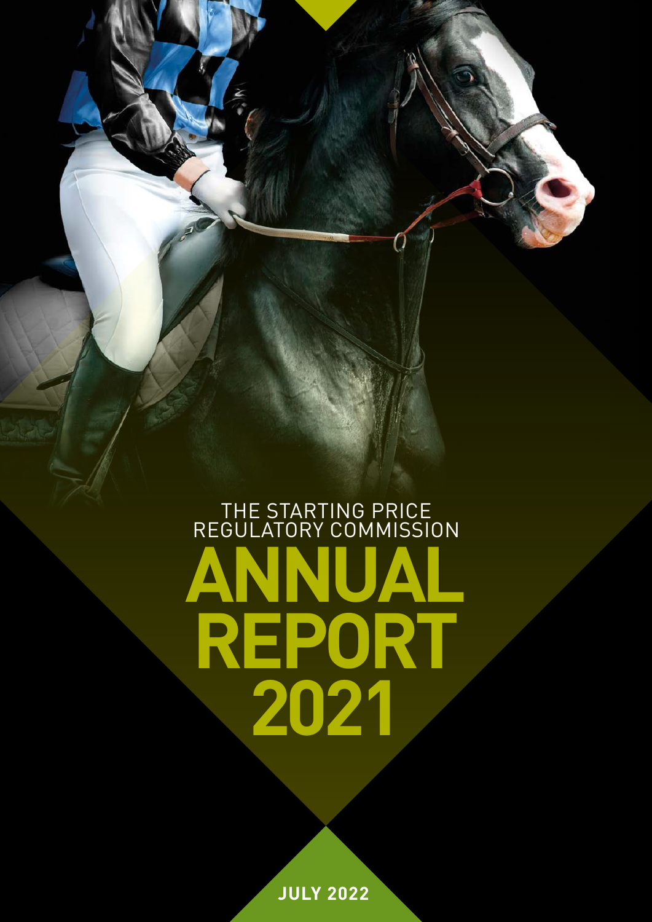THE STARTING PRICE REGULATORY COMMISSION

# ANNUAL REPORT 2021

**JULY 2022**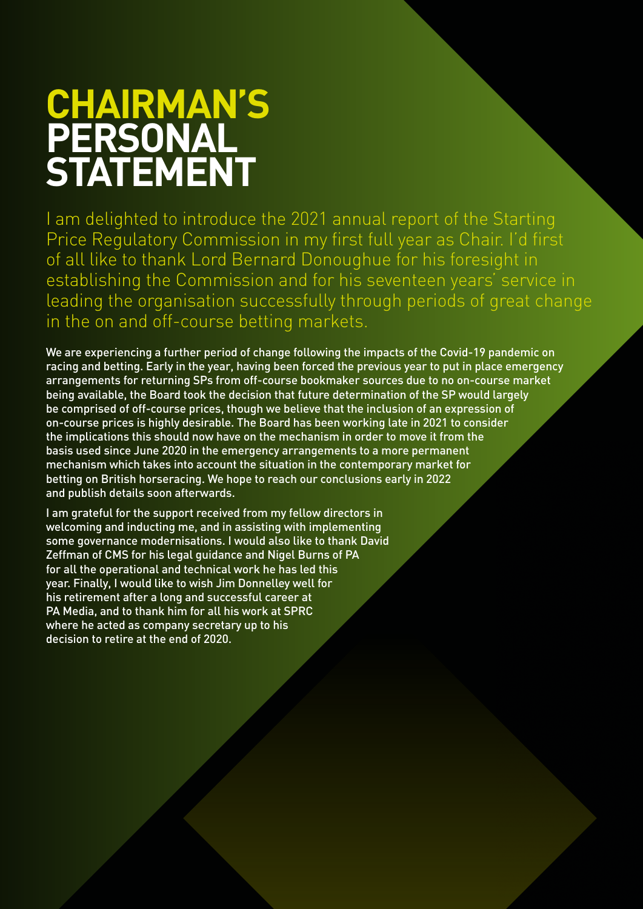# CHAIRMAN'S PERSONAL STATEMENT

I am delighted to introduce the 2021 annual report of the Starting Price Regulatory Commission in my first full year as Chair. I'd first of all like to thank Lord Bernard Donoughue for his foresight in establishing the Commission and for his seventeen years' service in leading the organisation successfully through periods of great change in the on and off-course betting markets.

We are experiencing a further period of change following the impacts of the Covid-19 pandemic on racing and betting. Early in the year, having been forced the previous year to put in place emergency arrangements for returning SPs from off-course bookmaker sources due to no on-course market being available, the Board took the decision that future determination of the SP would largely be comprised of off-course prices, though we believe that the inclusion of an expression of on-course prices is highly desirable. The Board has been working late in 2021 to consider the implications this should now have on the mechanism in order to move it from the basis used since June 2020 in the emergency arrangements to a more permanent mechanism which takes into account the situation in the contemporary market for betting on British horseracing. We hope to reach our conclusions early in 2022 and publish details soon afterwards.

I am grateful for the support received from my fellow directors in welcoming and inducting me, and in assisting with implementing some governance modernisations. I would also like to thank David Zeffman of CMS for his legal guidance and Nigel Burns of PA for all the operational and technical work he has led this year. Finally, I would like to wish Jim Donnelley well for his retirement after a long and successful career at PA Media, and to thank him for all his work at SPRC where he acted as company secretary up to his decision to retire at the end of 2020.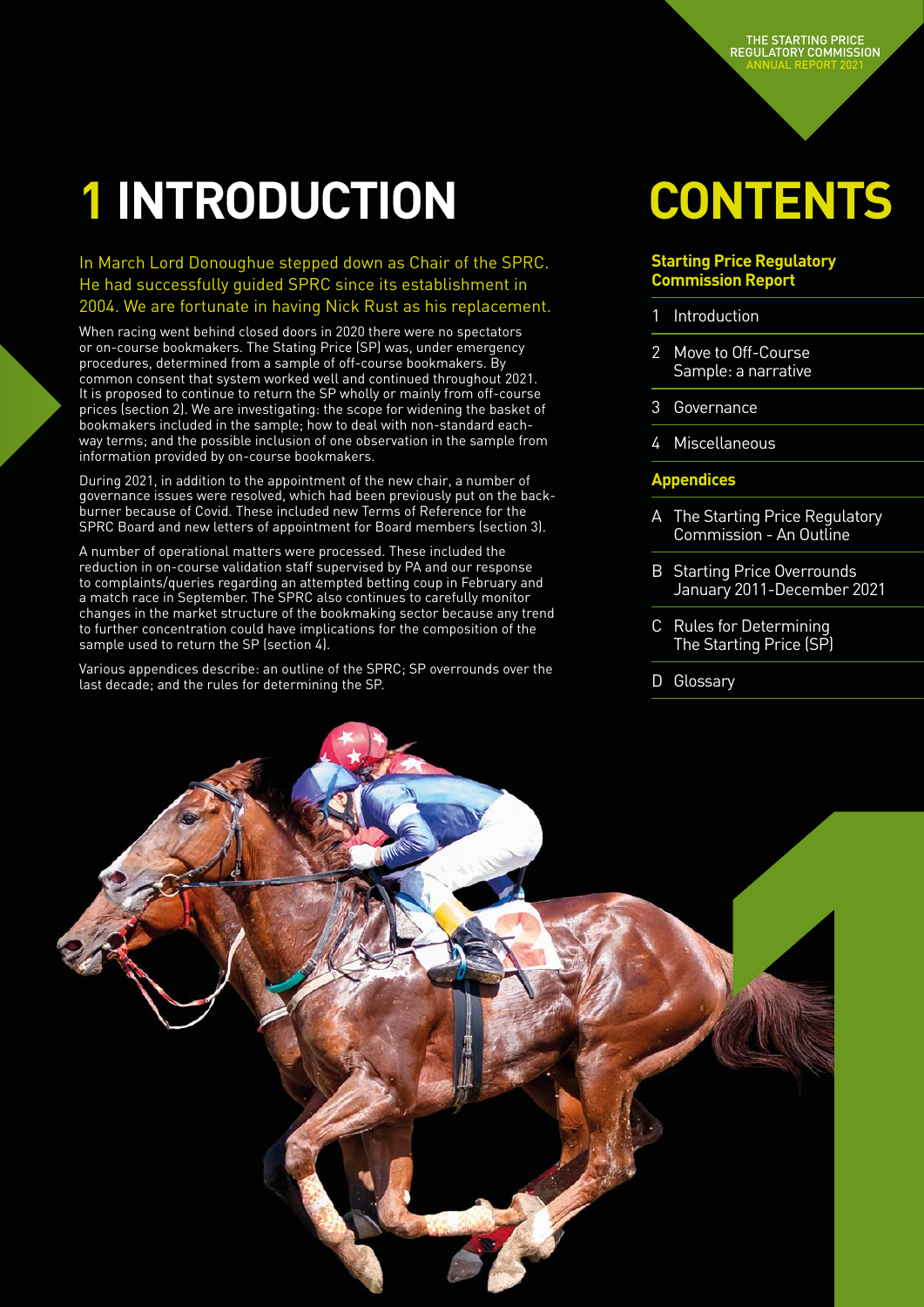# 1 INTRODUCTION

In March Lord Donoughue stepped down as Chair of the SPRC. He had successfully guided SPRC since its establishment in 2004. We are fortunate in having Nick Rust as his replacement.

When racing went behind closed doors in 2020 there were no spectators or on-course bookmakers. The Stating Price (SP) was, under emergency procedures, determined from a sample of off-course bookmakers. By common consent that system worked well and continued throughout 2021. It is proposed to continue to return the SP wholly or mainly from off-course prices (section 2). We are investigating: the scope for widening the basket of bookmakers included in the sample; how to deal with non-standard each-way terms; and the possible inclusion of one observation in the sample from information provided by on-course bookmakers.

During 2021, in addition to the appointment of the new chair, a number of governance issues were resolved, which had been previously put on the back-burner because of Covid. These included new Terms of Reference for the SPRC Board and new letters of appointment for Board members (section 3).

A number of operational matters were processed. These included the reduction in on-course validation staff supervised by PA and our response to complaints/queries regarding an attempted betting coup in February and a match race in September. The SPRC also continues to carefully monitor changes in the market structure of the bookmaking sector because any trend to further concentration could have implications for the composition of the sample used to return the SP (section 4).

Various appendices describe: an outline of the SPRC; SP overrounds over the last decade; and the rules for determining the SP.

# CONTENTS

**Starting Price Regulatory Commission Report**

1 Introduction

2 Move to Off-Course Sample: a narrative

3 Governance

4 Miscellaneous

**Appendices**

A The Starting Price Regulatory Commission - An Outline

B Starting Price Overrounds January 2011-December 2021

C Rules for Determining The Starting Price (SP)

D Glossary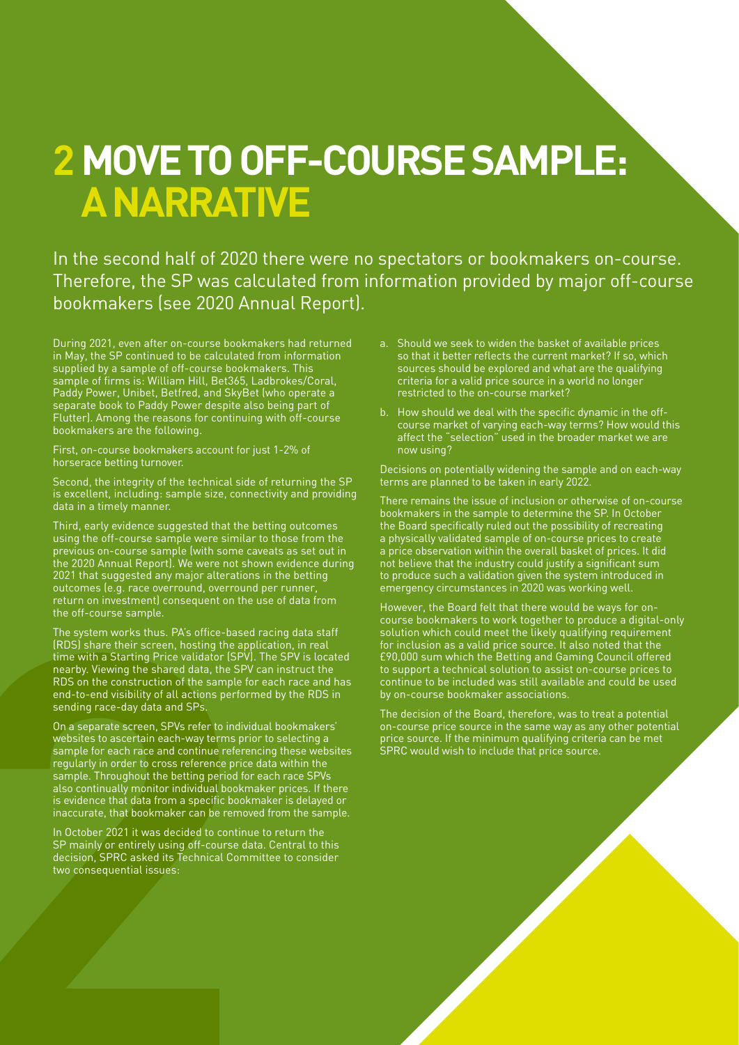# 2 MOVE TO OFF-COURSE SAMPLE: A NARRATIVE

In the second half of 2020 there were no spectators or bookmakers on-course. Therefore, the SP was calculated from information provided by major off-course bookmakers (see 2020 Annual Report).

During 2021, even after on-course bookmakers had returned in May, the SP continued to be calculated from information supplied by a sample of off-course bookmakers. This sample of firms is: William Hill, Bet365, Ladbrokes/Coral, Paddy Power, Unibet, Betfred, and SkyBet (who operate a separate book to Paddy Power despite also being part of Flutter). Among the reasons for continuing with off-course bookmakers are the following.

First, on-course bookmakers account for just 1-2% of horserace betting turnover.

Second, the integrity of the technical side of returning the SP is excellent, including: sample size, connectivity and providing data in a timely manner.

Third, early evidence suggested that the betting outcomes using the off-course sample were similar to those from the previous on-course sample (with some caveats as set out in the 2020 Annual Report). We were not shown evidence during 2021 that suggested any major alterations in the betting outcomes (e.g. race overround, overround per runner, return on investment) consequent on the use of data from the off-course sample.

The system works thus. PA's office-based racing data staff (RDS) share their screen, hosting the application, in real time with a Starting Price validator (SPV). The SPV is located nearby. Viewing the shared data, the SPV can instruct the RDS on the construction of the sample for each race and has end-to-end visibility of all actions performed by the RDS in sending race-day data and SPs.

On a separate screen, SPVs refer to individual bookmakers' websites to ascertain each-way terms prior to selecting a sample for each race and continue referencing these websites regularly in order to cross reference price data within the sample. Throughout the betting period for each race SPVs also continually monitor individual bookmaker prices. If there is evidence that data from a specific bookmaker is delayed or inaccurate, that bookmaker can be removed from the sample.

In October 2021 it was decided to continue to return the SP mainly or entirely using off-course data. Central to this decision, SPRC asked its Technical Committee to consider two consequential issues:

a. Should we seek to widen the basket of available prices so that it better reflects the current market? If so, which sources should be explored and what are the qualifying criteria for a valid price source in a world no longer restricted to the on-course market?

b. How should we deal with the specific dynamic in the off-course market of varying each-way terms? How would this affect the "selection" used in the broader market we are now using?

Decisions on potentially widening the sample and on each-way terms are planned to be taken in early 2022.

There remains the issue of inclusion or otherwise of on-course bookmakers in the sample to determine the SP. In October the Board specifically ruled out the possibility of recreating a physically validated sample of on-course prices to create a price observation within the overall basket of prices. It did not believe that the industry could justify a significant sum to produce such a validation given the system introduced in emergency circumstances in 2020 was working well.

However, the Board felt that there would be ways for on-course bookmakers to work together to produce a digital-only solution which could meet the likely qualifying requirement for inclusion as a valid price source. It also noted that the £90,000 sum which the Betting and Gaming Council offered to support a technical solution to assist on-course prices to continue to be included was still available and could be used by on-course bookmaker associations.

The decision of the Board, therefore, was to treat a potential on-course price source in the same way as any other potential price source. If the minimum qualifying criteria can be met SPRC would wish to include that price source.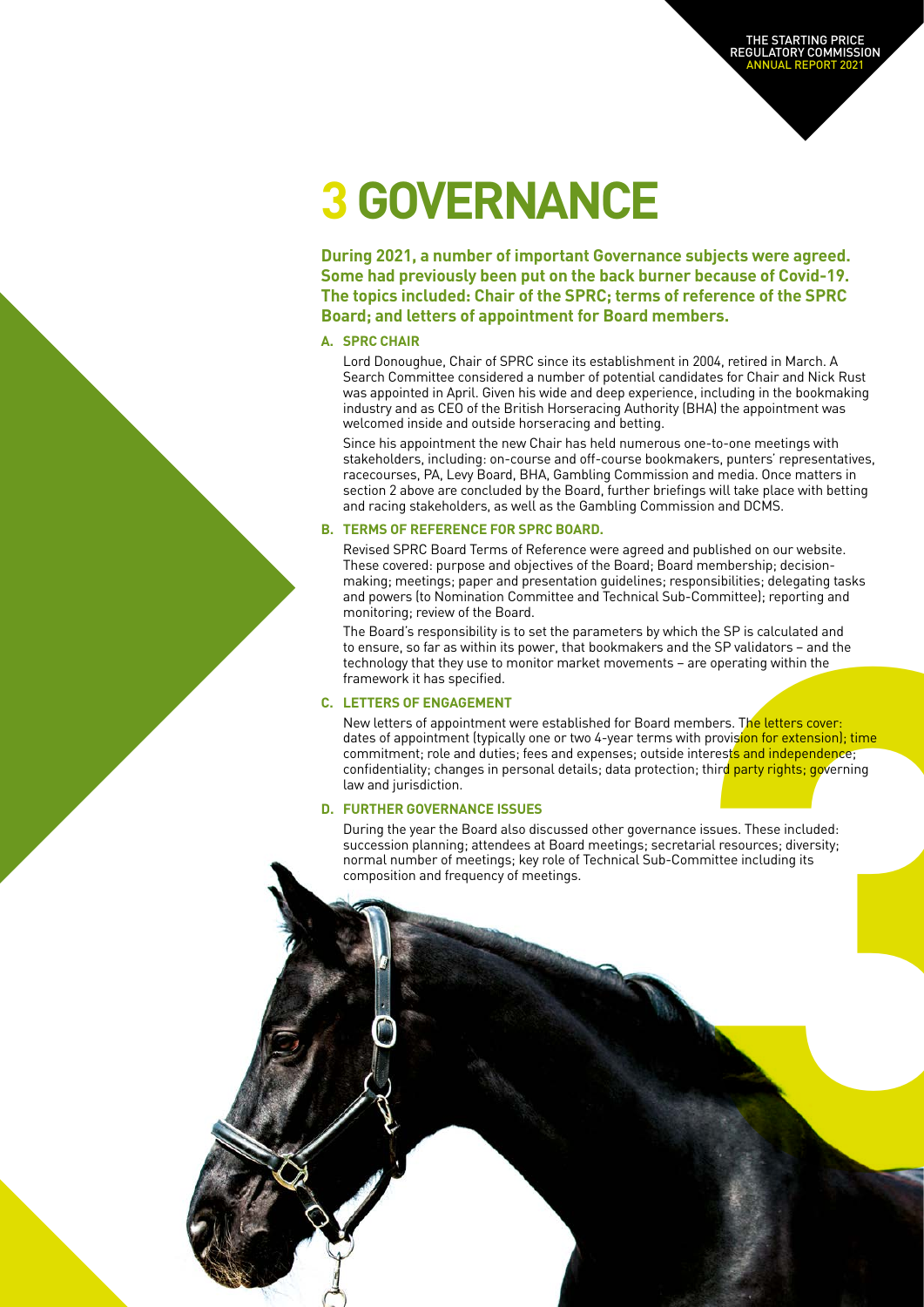# 3 GOVERNANCE

**During 2021, a number of important Governance subjects were agreed. Some had previously been put on the back burner because of Covid-19. The topics included: Chair of the SPRC; terms of reference of the SPRC Board; and letters of appointment for Board members.**

### A. SPRC CHAIR

Lord Donoughue, Chair of SPRC since its establishment in 2004, retired in March. A Search Committee considered a number of potential candidates for Chair and Nick Rust was appointed in April. Given his wide and deep experience, including in the bookmaking industry and as CEO of the British Horseracing Authority (BHA) the appointment was welcomed inside and outside horseracing and betting.

Since his appointment the new Chair has held numerous one-to-one meetings with stakeholders, including: on-course and off-course bookmakers, punters' representatives, racecourses, PA, Levy Board, BHA, Gambling Commission and media. Once matters in section 2 above are concluded by the Board, further briefings will take place with betting and racing stakeholders, as well as the Gambling Commission and DCMS.

### B. TERMS OF REFERENCE FOR SPRC BOARD.

Revised SPRC Board Terms of Reference were agreed and published on our website. These covered: purpose and objectives of the Board; Board membership; decision-making; meetings; paper and presentation guidelines; responsibilities; delegating tasks and powers (to Nomination Committee and Technical Sub-Committee); reporting and monitoring; review of the Board.

The Board's responsibility is to set the parameters by which the SP is calculated and to ensure, so far as within its power, that bookmakers and the SP validators – and the technology that they use to monitor market movements – are operating within the framework it has specified.

### C. LETTERS OF ENGAGEMENT

New letters of appointment were established for Board members. The letters cover: dates of appointment (typically one or two 4-year terms with provision for extension); time commitment; role and duties; fees and expenses; outside interests and independence; confidentiality; changes in personal details; data protection; third party rights; governing law and jurisdiction.

### D. FURTHER GOVERNANCE ISSUES

During the year the Board also discussed other governance issues. These included: succession planning; attendees at Board meetings; secretarial resources; diversity; normal number of meetings; key role of Technical Sub-Committee including its composition and frequency of meetings.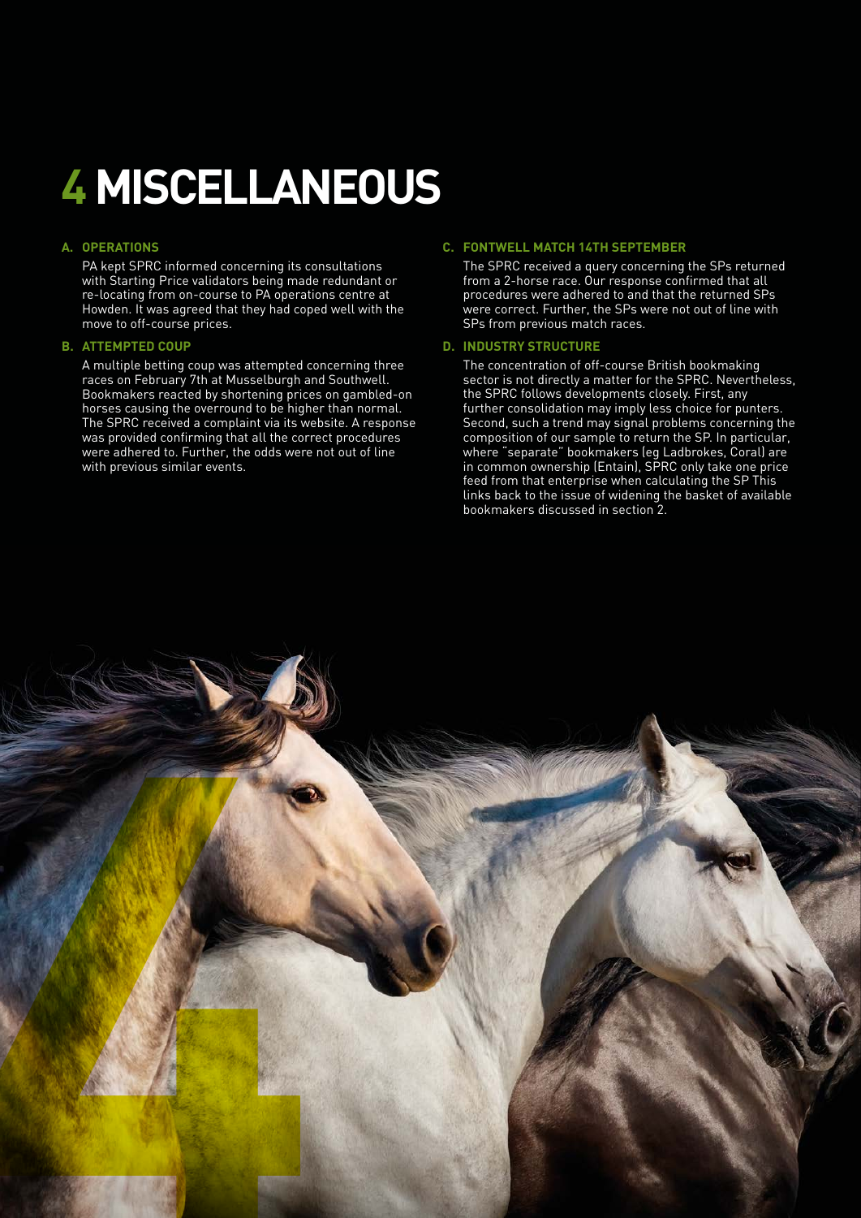# 4 MISCELLANEOUS

### A. OPERATIONS

PA kept SPRC informed concerning its consultations with Starting Price validators being made redundant or re-locating from on-course to PA operations centre at Howden. It was agreed that they had coped well with the move to off-course prices.

### B. ATTEMPTED COUP

A multiple betting coup was attempted concerning three races on February 7th at Musselburgh and Southwell. Bookmakers reacted by shortening prices on gambled-on horses causing the overround to be higher than normal. The SPRC received a complaint via its website. A response was provided confirming that all the correct procedures were adhered to. Further, the odds were not out of line with previous similar events.

### C. FONTWELL MATCH 14TH SEPTEMBER

The SPRC received a query concerning the SPs returned from a 2-horse race. Our response confirmed that all procedures were adhered to and that the returned SPs were correct. Further, the SPs were not out of line with SPs from previous match races.

### D. INDUSTRY STRUCTURE

The concentration of off-course British bookmaking sector is not directly a matter for the SPRC. Nevertheless, the SPRC follows developments closely. First, any further consolidation may imply less choice for punters. Second, such a trend may signal problems concerning the composition of our sample to return the SP. In particular, where "separate" bookmakers (eg Ladbrokes, Coral) are in common ownership (Entain), SPRC only take one price feed from that enterprise when calculating the SP This links back to the issue of widening the basket of available bookmakers discussed in section 2.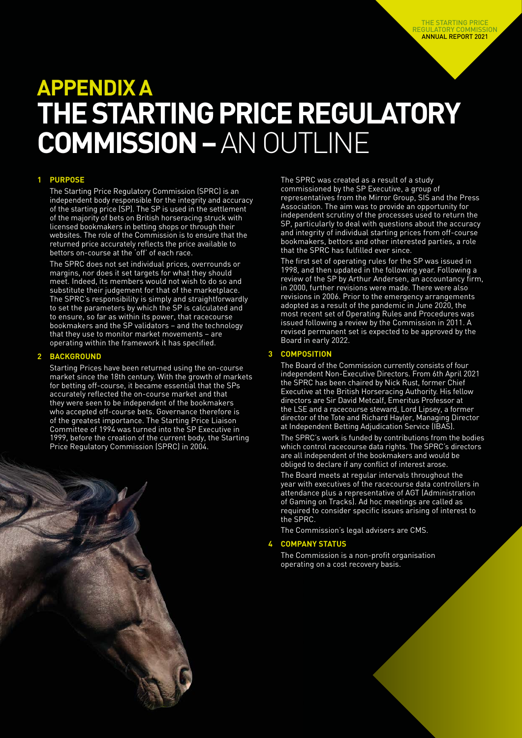# APPENDIX A
# THE STARTING PRICE REGULATORY COMMISSION – AN OUTLINE

## 1 PURPOSE

The Starting Price Regulatory Commission (SPRC) is an independent body responsible for the integrity and accuracy of the starting price (SP). The SP is used in the settlement of the majority of bets on British horseracing struck with licensed bookmakers in betting shops or through their websites. The role of the Commission is to ensure that the returned price accurately reflects the price available to bettors on-course at the 'off' of each race.

The SPRC does not set individual prices, overrounds or margins, nor does it set targets for what they should meet. Indeed, its members would not wish to do so and substitute their judgement for that of the marketplace. The SPRC's responsibility is simply and straightforwardly to set the parameters by which the SP is calculated and to ensure, so far as within its power, that racecourse bookmakers and the SP validators – and the technology that they use to monitor market movements – are operating within the framework it has specified.

## 2 BACKGROUND

Starting Prices have been returned using the on-course market since the 18th century. With the growth of markets for betting off-course, it became essential that the SPs accurately reflected the on-course market and that they were seen to be independent of the bookmakers who accepted off-course bets. Governance therefore is of the greatest importance. The Starting Price Liaison Committee of 1994 was turned into the SP Executive in 1999, before the creation of the current body, the Starting Price Regulatory Commission (SPRC) in 2004.

The SPRC was created as a result of a study commissioned by the SP Executive, a group of representatives from the Mirror Group, SIS and the Press Association. The aim was to provide an opportunity for independent scrutiny of the processes used to return the SP, particularly to deal with questions about the accuracy and integrity of individual starting prices from off-course bookmakers, bettors and other interested parties, a role that the SPRC has fulfilled ever since.

The first set of operating rules for the SP was issued in 1998, and then updated in the following year. Following a review of the SP by Arthur Andersen, an accountancy firm, in 2000, further revisions were made. There were also revisions in 2006. Prior to the emergency arrangements adopted as a result of the pandemic in June 2020, the most recent set of Operating Rules and Procedures was issued following a review by the Commission in 2011. A revised permanent set is expected to be approved by the Board in early 2022.

## 3 COMPOSITION

The Board of the Commission currently consists of four independent Non-Executive Directors. From 6th April 2021 the SPRC has been chaired by Nick Rust, former Chief Executive at the British Horseracing Authority. His fellow directors are Sir David Metcalf, Emeritus Professor at the LSE and a racecourse steward, Lord Lipsey, a former director of the Tote and Richard Hayler, Managing Director at Independent Betting Adjudication Service (IBAS).

The SPRC's work is funded by contributions from the bodies which control racecourse data rights. The SPRC's directors are all independent of the bookmakers and would be obliged to declare if any conflict of interest arose.

The Board meets at regular intervals throughout the year with executives of the racecourse data controllers in attendance plus a representative of AGT (Administration of Gaming on Tracks). Ad hoc meetings are called as required to consider specific issues arising of interest to the SPRC.

The Commission's legal advisers are CMS.

## 4 COMPANY STATUS

The Commission is a non-profit organisation operating on a cost recovery basis.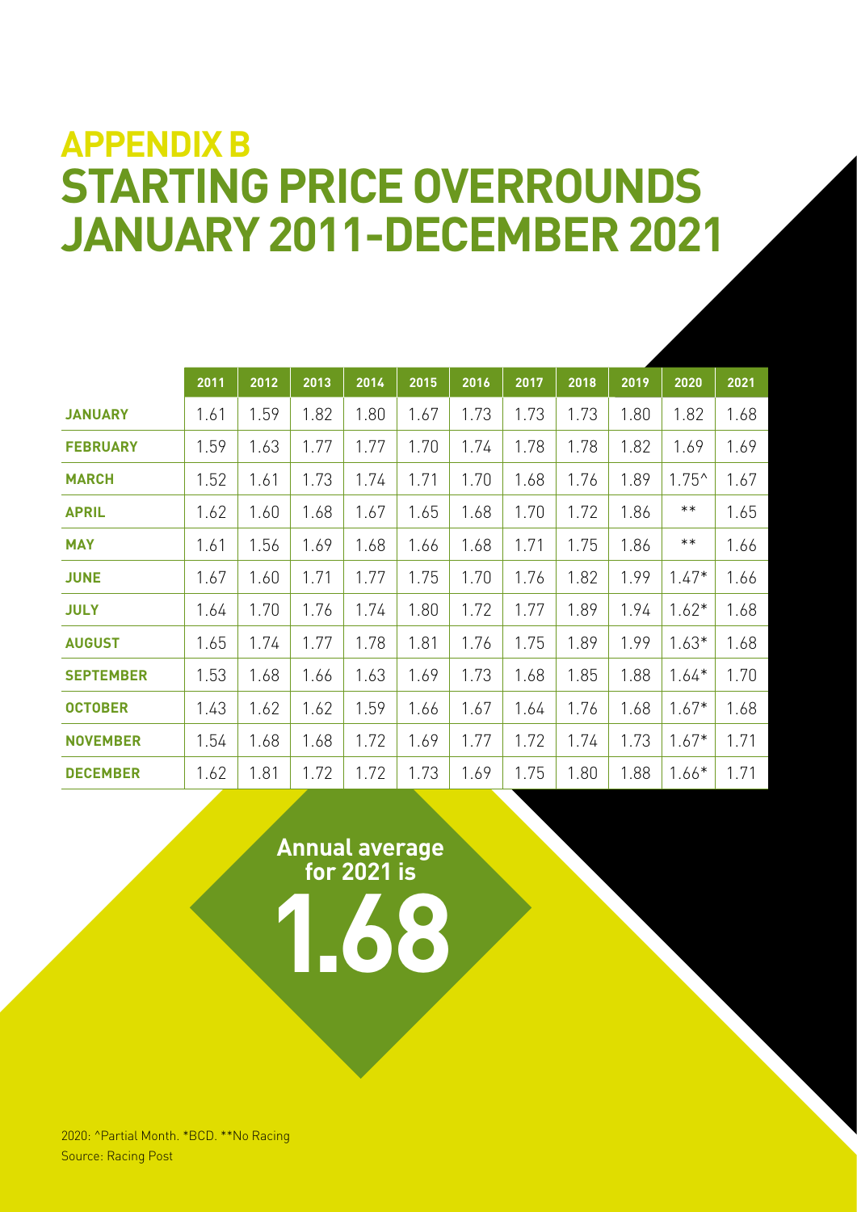# APPENDIX B

# STARTING PRICE OVERROUNDS JANUARY 2011-DECEMBER 2021

| | 2011 | 2012 | 2013 | 2014 | 2015 | 2016 | 2017 | 2018 | 2019 | 2020 | 2021 |
|---|---|---|---|---|---|---|---|---|---|---|---|
| **JANUARY** | 1.61 | 1.59 | 1.82 | 1.80 | 1.67 | 1.73 | 1.73 | 1.73 | 1.80 | 1.82 | 1.68 |
| **FEBRUARY** | 1.59 | 1.63 | 1.77 | 1.77 | 1.70 | 1.74 | 1.78 | 1.78 | 1.82 | 1.69 | 1.69 |
| **MARCH** | 1.52 | 1.61 | 1.73 | 1.74 | 1.71 | 1.70 | 1.68 | 1.76 | 1.89 | 1.75^ | 1.67 |
| **APRIL** | 1.62 | 1.60 | 1.68 | 1.67 | 1.65 | 1.68 | 1.70 | 1.72 | 1.86 | ** | 1.65 |
| **MAY** | 1.61 | 1.56 | 1.69 | 1.68 | 1.66 | 1.68 | 1.71 | 1.75 | 1.86 | ** | 1.66 |
| **JUNE** | 1.67 | 1.60 | 1.71 | 1.77 | 1.75 | 1.70 | 1.76 | 1.82 | 1.99 | 1.47* | 1.66 |
| **JULY** | 1.64 | 1.70 | 1.76 | 1.74 | 1.80 | 1.72 | 1.77 | 1.89 | 1.94 | 1.62* | 1.68 |
| **AUGUST** | 1.65 | 1.74 | 1.77 | 1.78 | 1.81 | 1.76 | 1.75 | 1.89 | 1.99 | 1.63* | 1.68 |
| **SEPTEMBER** | 1.53 | 1.68 | 1.66 | 1.63 | 1.69 | 1.73 | 1.68 | 1.85 | 1.88 | 1.64* | 1.70 |
| **OCTOBER** | 1.43 | 1.62 | 1.62 | 1.59 | 1.66 | 1.67 | 1.64 | 1.76 | 1.68 | 1.67* | 1.68 |
| **NOVEMBER** | 1.54 | 1.68 | 1.68 | 1.72 | 1.69 | 1.77 | 1.72 | 1.74 | 1.73 | 1.67* | 1.71 |
| **DECEMBER** | 1.62 | 1.81 | 1.72 | 1.72 | 1.73 | 1.69 | 1.75 | 1.80 | 1.88 | 1.66* | 1.71 |

**Annual average for 2021 is**

**1.68**

2020: ^Partial Month. *BCD. **No Racing
Source: Racing Post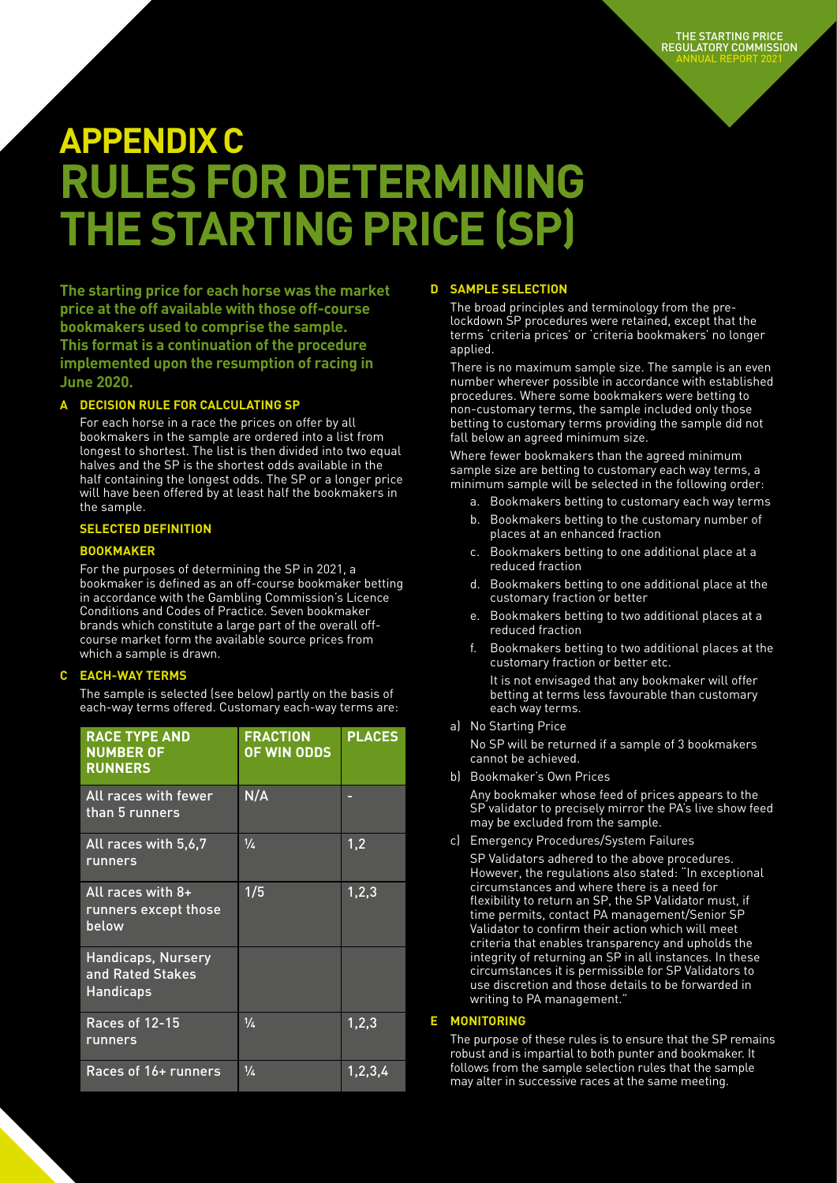# APPENDIX C RULES FOR DETERMINING THE STARTING PRICE (SP)

**The starting price for each horse was the market price at the off available with those off-course bookmakers used to comprise the sample. This format is a continuation of the procedure implemented upon the resumption of racing in June 2020.**

### A DECISION RULE FOR CALCULATING SP

For each horse in a race the prices on offer by all bookmakers in the sample are ordered into a list from longest to shortest. The list is then divided into two equal halves and the SP is the shortest odds available in the half containing the longest odds. The SP or a longer price will have been offered by at least half the bookmakers in the sample.

### SELECTED DEFINITION

### BOOKMAKER

For the purposes of determining the SP in 2021, a bookmaker is defined as an off-course bookmaker betting in accordance with the Gambling Commission's Licence Conditions and Codes of Practice. Seven bookmaker brands which constitute a large part of the overall off-course market form the available source prices from which a sample is drawn.

### C EACH-WAY TERMS

The sample is selected (see below) partly on the basis of each-way terms offered. Customary each-way terms are:

| RACE TYPE AND NUMBER OF RUNNERS | FRACTION OF WIN ODDS | PLACES |
|---|---|---|
| All races with fewer than 5 runners | N/A | - |
| All races with 5,6,7 runners | ¼ | 1,2 |
| All races with 8+ runners except those below | 1/5 | 1,2,3 |
| Handicaps, Nursery and Rated Stakes Handicaps | | |
| Races of 12-15 runners | ¼ | 1,2,3 |
| Races of 16+ runners | ¼ | 1,2,3,4 |

### D SAMPLE SELECTION

The broad principles and terminology from the pre-lockdown SP procedures were retained, except that the terms 'criteria prices' or 'criteria bookmakers' no longer applied.

There is no maximum sample size. The sample is an even number wherever possible in accordance with established procedures. Where some bookmakers were betting to non-customary terms, the sample included only those betting to customary terms providing the sample did not fall below an agreed minimum size.

Where fewer bookmakers than the agreed minimum sample size are betting to customary each way terms, a minimum sample will be selected in the following order:

a. Bookmakers betting to customary each way terms
b. Bookmakers betting to the customary number of places at an enhanced fraction
c. Bookmakers betting to one additional place at a reduced fraction
d. Bookmakers betting to one additional place at the customary fraction or better
e. Bookmakers betting to two additional places at a reduced fraction
f. Bookmakers betting to two additional places at the customary fraction or better etc.

It is not envisaged that any bookmaker will offer betting at terms less favourable than customary each way terms.

a) No Starting Price

No SP will be returned if a sample of 3 bookmakers cannot be achieved.

b) Bookmaker's Own Prices

Any bookmaker whose feed of prices appears to the SP validator to precisely mirror the PA's live show feed may be excluded from the sample.

c) Emergency Procedures/System Failures

SP Validators adhered to the above procedures. However, the regulations also stated: "In exceptional circumstances and where there is a need for flexibility to return an SP, the SP Validator must, if time permits, contact PA management/Senior SP Validator to confirm their action which will meet criteria that enables transparency and upholds the integrity of returning an SP in all instances. In these circumstances it is permissible for SP Validators to use discretion and those details to be forwarded in writing to PA management."

### E MONITORING

The purpose of these rules is to ensure that the SP remains robust and is impartial to both punter and bookmaker. It follows from the sample selection rules that the sample may alter in successive races at the same meeting.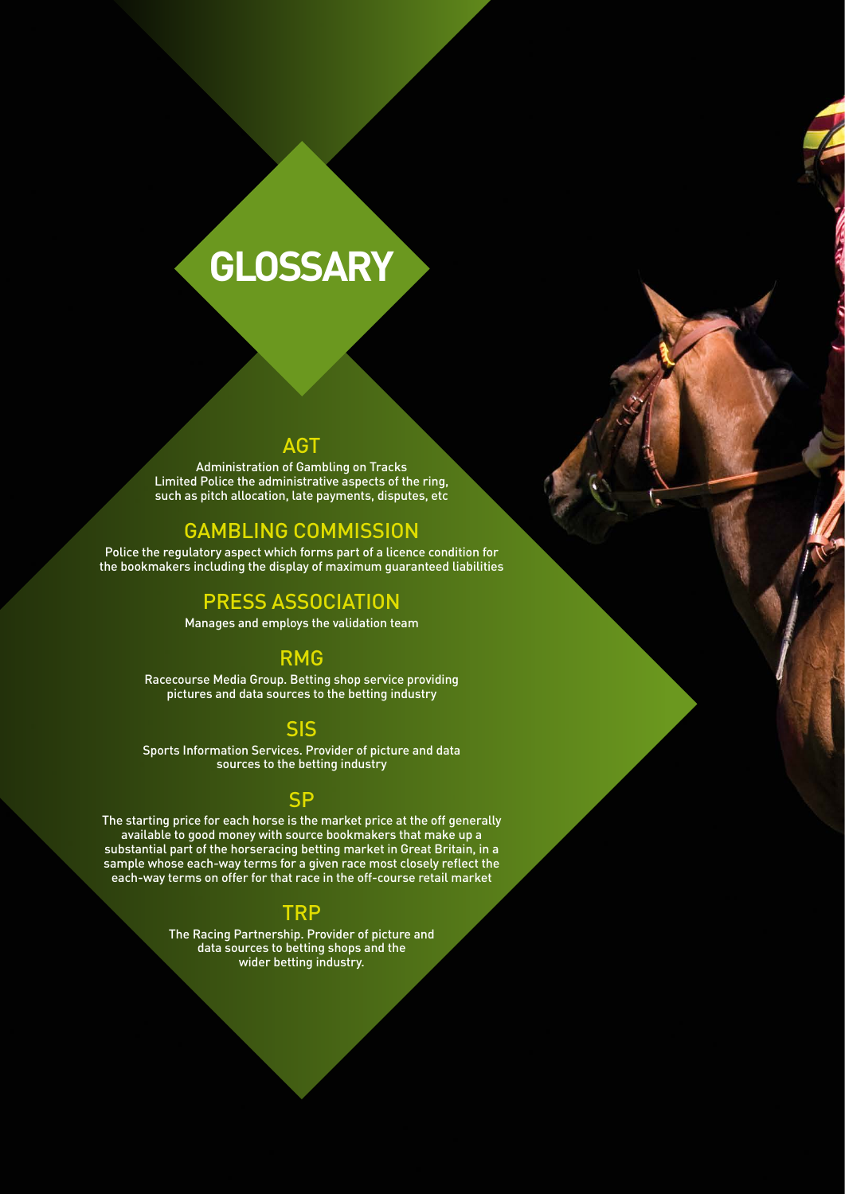# GLOSSARY

## AGT

Administration of Gambling on Tracks Limited Police the administrative aspects of the ring, such as pitch allocation, late payments, disputes, etc

## GAMBLING COMMISSION

Police the regulatory aspect which forms part of a licence condition for the bookmakers including the display of maximum guaranteed liabilities

## PRESS ASSOCIATION

Manages and employs the validation team

## RMG

Racecourse Media Group. Betting shop service providing pictures and data sources to the betting industry

## SIS

Sports Information Services. Provider of picture and data sources to the betting industry

## SP

The starting price for each horse is the market price at the off generally available to good money with source bookmakers that make up a substantial part of the horseracing betting market in Great Britain, in a sample whose each-way terms for a given race most closely reflect the each-way terms on offer for that race in the off-course retail market

## TRP

The Racing Partnership. Provider of picture and data sources to betting shops and the wider betting industry.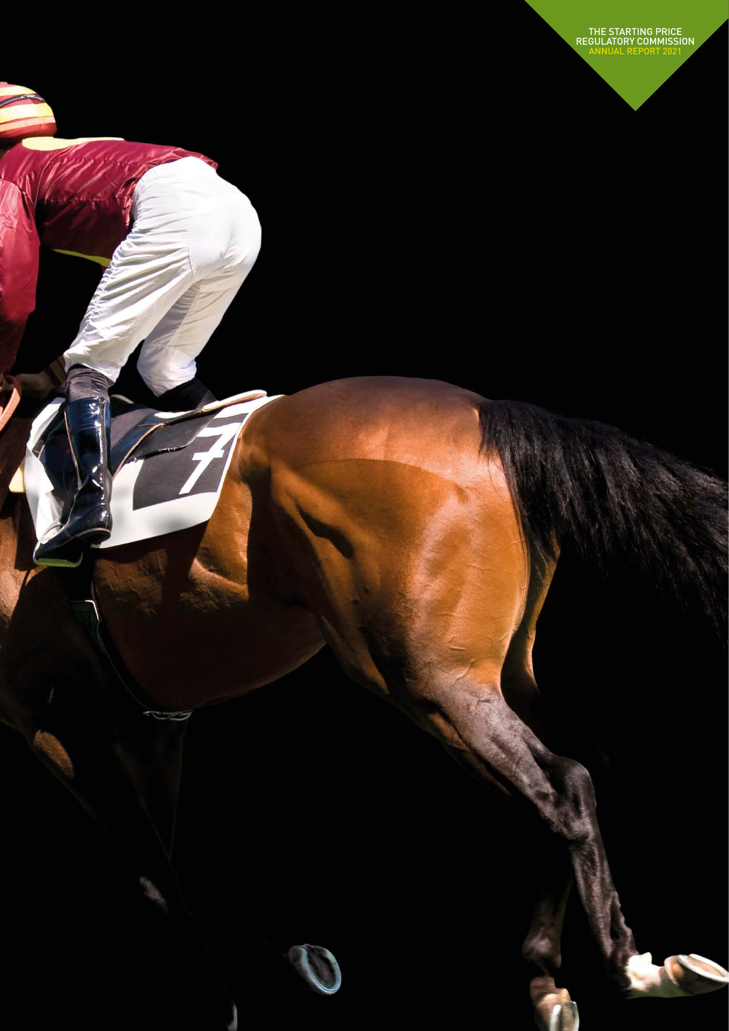THE STARTING PRICE REGULATORY COMMISSION
ANNUAL REPORT 2021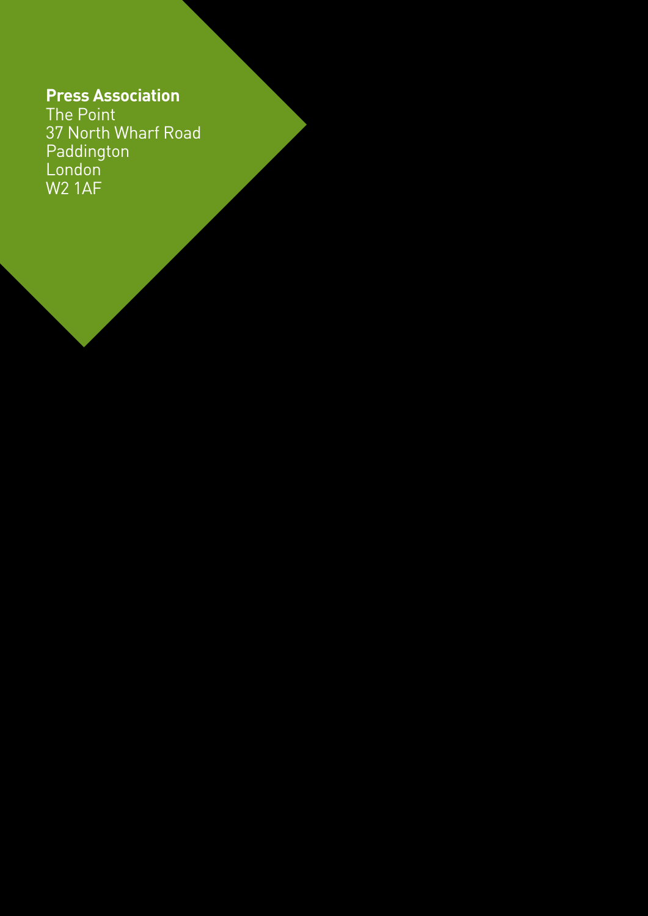**Press Association**
The Point
37 North Wharf Road
Paddington
London
W2 1AF